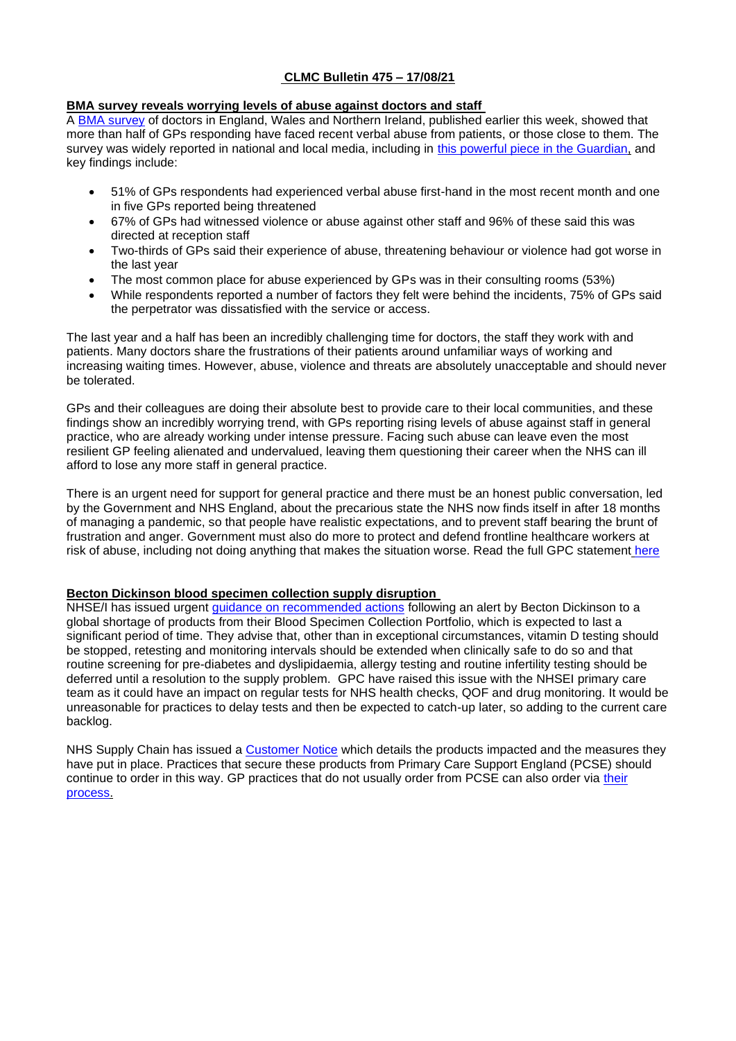# **CLMC Bulletin 475 – 17/08/21**

## **BMA survey reveals worrying levels of abuse against doctors and staff**

A BMA survey of doctors in England, Wales and Northern Ireland, published earlier this week, showed that more than half of GPs responding have faced recent verbal abuse from patients, or those close to them. The survey was widely reported in national and local media, including in this powerful piece in the Guardian, and key findings include:

- 51% of GPs respondents had experienced verbal abuse first-hand in the most recent month and one in five GPs reported being threatened
- 67% of GPs had witnessed violence or abuse against other staff and 96% of these said this was directed at reception staff
- Two-thirds of GPs said their experience of abuse, threatening behaviour or violence had got worse in the last year
- The most common place for abuse experienced by GPs was in their consulting rooms (53%)
- While respondents reported a number of factors they felt were behind the incidents, 75% of GPs said the perpetrator was dissatisfied with the service or access.

The last year and a half has been an incredibly challenging time for doctors, the staff they work with and patients. Many doctors share the frustrations of their patients around unfamiliar ways of working and increasing waiting times. However, abuse, violence and threats are absolutely unacceptable and should never be tolerated.

GPs and their colleagues are doing their absolute best to provide care to their local communities, and these findings show an incredibly worrying trend, with GPs reporting rising levels of abuse against staff in general practice, who are already working under intense pressure. Facing such abuse can leave even the most resilient GP feeling alienated and undervalued, leaving them questioning their career when the NHS can ill afford to lose any more staff in general practice.

There is an urgent need for support for general practice and there must be an honest public conversation, led by the Government and NHS England, about the precarious state the NHS now finds itself in after 18 months of managing a pandemic, so that people have realistic expectations, and to prevent staff bearing the brunt of frustration and anger. Government must also do more to protect and defend frontline healthcare workers at risk of abuse, including not doing anything that makes the situation worse. Read the full GPC statement here

## **Becton Dickinson blood specimen collection supply disruption**

NHSE/I has issued urgent guidance on recommended actions following an alert by Becton Dickinson to a global shortage of products from their Blood Specimen Collection Portfolio, which is expected to last a significant period of time. They advise that, other than in exceptional circumstances, vitamin D testing should be stopped, retesting and monitoring intervals should be extended when clinically safe to do so and that routine screening for pre-diabetes and dyslipidaemia, allergy testing and routine infertility testing should be deferred until a resolution to the supply problem. GPC have raised this issue with the NHSEI primary care team as it could have an impact on regular tests for NHS health checks, QOF and drug monitoring. It would be unreasonable for practices to delay tests and then be expected to catch-up later, so adding to the current care backlog.

NHS Supply Chain has issued a Customer Notice which details the products impacted and the measures they have put in place. Practices that secure these products from Primary Care Support England (PCSE) should continue to order in this way. GP practices that do not usually order from PCSE can also order via their process.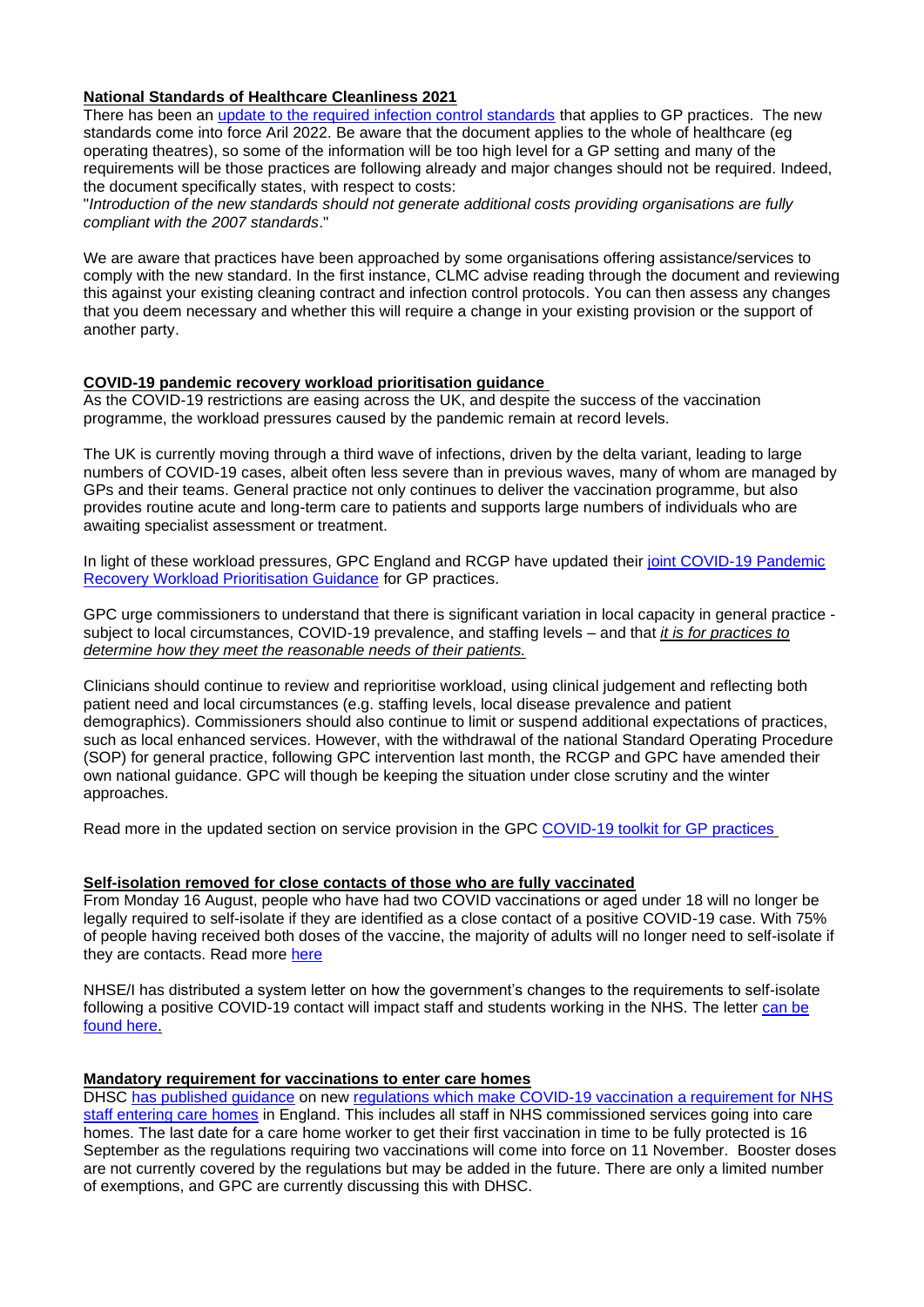**National Standards of Healthcare Cleanliness 2021**

There has been an [update to the required infection control standards]() that applies to GP practices. The new standards come into force Aril 2022. Be aware that the document applies to the whole of healthcare (eg operating theatres), so some of the information will be too high level for a GP setting and many of the requirements will be those practices are following already and major changes should not be required. Indeed, the document specifically states, with respect to costs:

"*Introduction of the new standards should not generate additional costs providing organisations are fully compliant with the 2007 standards*."

We are aware that practices have been approached by some organisations offering assistance/services to comply with the new standard. In the first instance, CLMC advise reading through the document and reviewing this against your existing cleaning contract and infection control protocols. You can then assess any changes that you deem necessary and whether this will require a change in your existing provision or the support of another party.

**COVID-19 pandemic recovery workload prioritisation guidance**

As the COVID-19 restrictions are easing across the UK, and despite the success of the vaccination programme, the workload pressures caused by the pandemic remain at record levels.

The UK is currently moving through a third wave of infections, driven by the delta variant, leading to large numbers of COVID-19 cases, albeit often less severe than in previous waves, many of whom are managed by GPs and their teams. General practice not only continues to deliver the vaccination programme, but also provides routine acute and long-term care to patients and supports large numbers of individuals who are awaiting specialist assessment or treatment.

In light of these workload pressures, GPC England and RCGP have updated their [joint COVID-19 Pandemic Recovery Workload Prioritisation Guidance]() for GP practices.

GPC urge commissioners to understand that there is significant variation in local capacity in general practice - subject to local circumstances, COVID-19 prevalence, and staffing levels – and that *it is for practices to determine how they meet the reasonable needs of their patients.*

Clinicians should continue to review and reprioritise workload, using clinical judgement and reflecting both patient need and local circumstances (e.g. staffing levels, local disease prevalence and patient demographics). Commissioners should also continue to limit or suspend additional expectations of practices, such as local enhanced services. However, with the withdrawal of the national Standard Operating Procedure (SOP) for general practice, following GPC intervention last month, the RCGP and GPC have amended their own national guidance. GPC will though be keeping the situation under close scrutiny and the winter approaches.

Read more in the updated section on service provision in the GPC [COVID-19 toolkit for GP practices]()

**Self-isolation removed for close contacts of those who are fully vaccinated**

From Monday 16 August, people who have had two COVID vaccinations or aged under 18 will no longer be legally required to self-isolate if they are identified as a close contact of a positive COVID-19 case. With 75% of people having received both doses of the vaccine, the majority of adults will no longer need to self-isolate if they are contacts. Read more [here]()

NHSE/I has distributed a system letter on how the government's changes to the requirements to self-isolate following a positive COVID-19 contact will impact staff and students working in the NHS. The letter [can be found here.]()

**Mandatory requirement for vaccinations to enter care homes**

DHSC [has published guidance]() on new [regulations which make COVID-19 vaccination a requirement for NHS staff entering care homes]() in England. This includes all staff in NHS commissioned services going into care homes. The last date for a care home worker to get their first vaccination in time to be fully protected is 16 September as the regulations requiring two vaccinations will come into force on 11 November. Booster doses are not currently covered by the regulations but may be added in the future. There are only a limited number of exemptions, and GPC are currently discussing this with DHSC.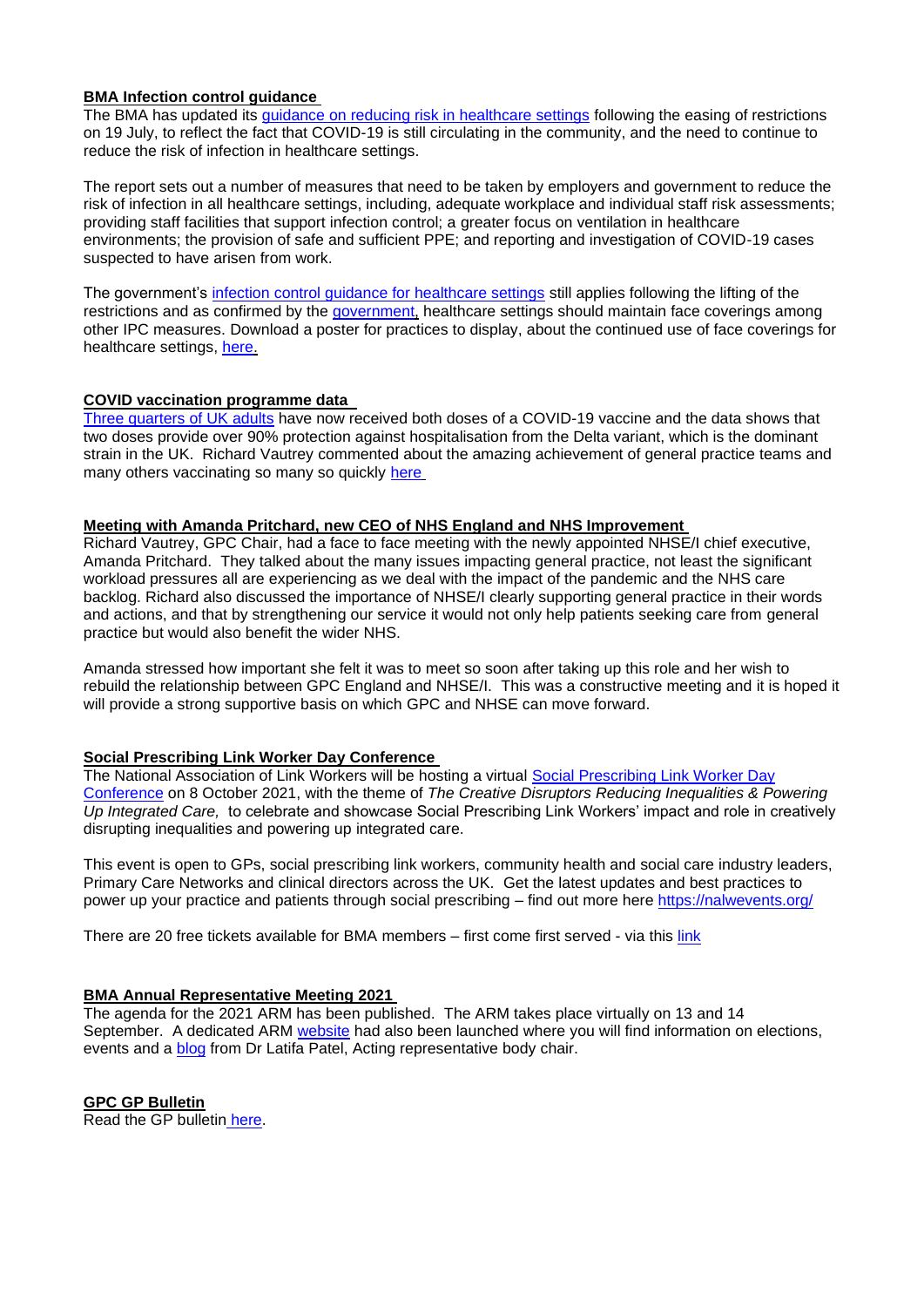### BMA Infection control guidance

The BMA has updated its guidance on reducing risk in healthcare settings following the easing of restrictions on 19 July, to reflect the fact that COVID-19 is still circulating in the community, and the need to continue to reduce the risk of infection in healthcare settings.

The report sets out a number of measures that need to be taken by employers and government to reduce the risk of infection in all healthcare settings, including, adequate workplace and individual staff risk assessments; providing staff facilities that support infection control; a greater focus on ventilation in healthcare environments; the provision of safe and sufficient PPE; and reporting and investigation of COVID-19 cases suspected to have arisen from work.

The government's infection control guidance for healthcare settings still applies following the lifting of the restrictions and as confirmed by the government, healthcare settings should maintain face coverings among other IPC measures. Download a poster for practices to display, about the continued use of face coverings for healthcare settings, here.

### COVID vaccination programme data

Three quarters of UK adults have now received both doses of a COVID-19 vaccine and the data shows that two doses provide over 90% protection against hospitalisation from the Delta variant, which is the dominant strain in the UK. Richard Vautrey commented about the amazing achievement of general practice teams and many others vaccinating so many so quickly here

### Meeting with Amanda Pritchard, new CEO of NHS England and NHS Improvement

Richard Vautrey, GPC Chair, had a face to face meeting with the newly appointed NHSE/I chief executive, Amanda Pritchard. They talked about the many issues impacting general practice, not least the significant workload pressures all are experiencing as we deal with the impact of the pandemic and the NHS care backlog. Richard also discussed the importance of NHSE/I clearly supporting general practice in their words and actions, and that by strengthening our service it would not only help patients seeking care from general practice but would also benefit the wider NHS.

Amanda stressed how important she felt it was to meet so soon after taking up this role and her wish to rebuild the relationship between GPC England and NHSE/I. This was a constructive meeting and it is hoped it will provide a strong supportive basis on which GPC and NHSE can move forward.

### Social Prescribing Link Worker Day Conference

The National Association of Link Workers will be hosting a virtual Social Prescribing Link Worker Day Conference on 8 October 2021, with the theme of *The Creative Disruptors Reducing Inequalities & Powering Up Integrated Care,* to celebrate and showcase Social Prescribing Link Workers' impact and role in creatively disrupting inequalities and powering up integrated care.

This event is open to GPs, social prescribing link workers, community health and social care industry leaders, Primary Care Networks and clinical directors across the UK. Get the latest updates and best practices to power up your practice and patients through social prescribing – find out more here https://nalwevents.org/

There are 20 free tickets available for BMA members – first come first served - via this link

### BMA Annual Representative Meeting 2021

The agenda for the 2021 ARM has been published. The ARM takes place virtually on 13 and 14 September. A dedicated ARM website had also been launched where you will find information on elections, events and a blog from Dr Latifa Patel, Acting representative body chair.

### GPC GP Bulletin

Read the GP bulletin here.